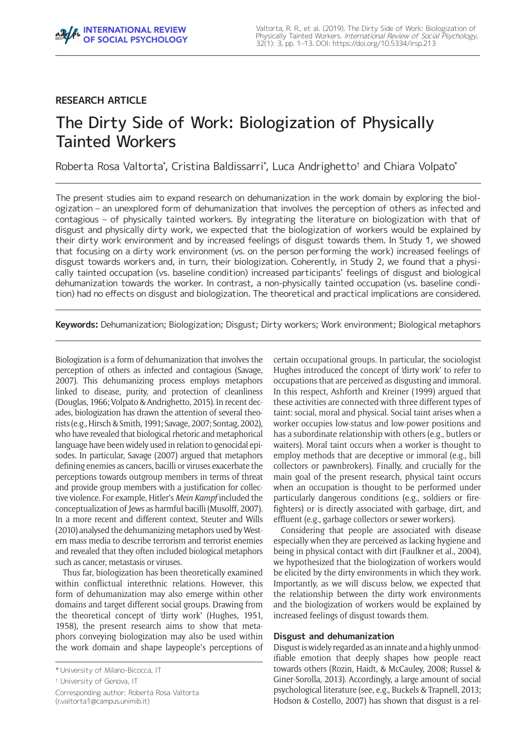RESEARCH ARTICLE

# The Dirty Side of Work: Biologization of Physically Tainted Workers

Roberta Rosa Valtorta*, Cristina Baldissarri*, Luca Andrighetto† and Chiara Volpato*

The present studies aim to expand research on dehumanization in the work domain by exploring the biologization – an unexplored form of dehumanization that involves the perception of others as infected and contagious – of physically tainted workers. By integrating the literature on biologization with that of disgust and physically dirty work, we expected that the biologization of workers would be explained by their dirty work environment and by increased feelings of disgust towards them. In Study 1, we showed that focusing on a dirty work environment (vs. on the person performing the work) increased feelings of disgust towards workers and, in turn, their biologization. Coherently, in Study 2, we found that a physically tainted occupation (vs. baseline condition) increased participants' feelings of disgust and biological dehumanization towards the worker. In contrast, a non-physically tainted occupation (vs. baseline condition) had no effects on disgust and biologization. The theoretical and practical implications are considered.

**Keywords:** Dehumanization; Biologization; Disgust; Dirty workers; Work environment; Biological metaphors

Biologization is a form of dehumanization that involves the perception of others as infected and contagious (Savage, 2007). This dehumanizing process employs metaphors linked to disease, purity, and protection of cleanliness (Douglas, 1966; Volpato & Andrighetto, 2015). In recent decades, biologization has drawn the attention of several theorists (e.g., Hirsch & Smith, 1991; Savage, 2007; Sontag, 2002), who have revealed that biological rhetoric and metaphorical language have been widely used in relation to genocidal episodes. In particular, Savage (2007) argued that metaphors defining enemies as cancers, bacilli or viruses exacerbate the perceptions towards outgroup members in terms of threat and provide group members with a justification for collective violence. For example, Hitler's *Mein Kampf* included the conceptualization of Jews as harmful bacilli (Musolff, 2007). In a more recent and different context, Steuter and Wills (2010) analysed the dehumanizing metaphors used by Western mass media to describe terrorism and terrorist enemies and revealed that they often included biological metaphors such as cancer, metastasis or viruses.

Thus far, biologization has been theoretically examined within conflictual interethnic relations. However, this form of dehumanization may also emerge within other domains and target different social groups. Drawing from the theoretical concept of 'dirty work' (Hughes, 1951, 1958), the present research aims to show that metaphors conveying biologization may also be used within the work domain and shape laypeople's perceptions of certain occupational groups. In particular, the sociologist Hughes introduced the concept of 'dirty work' to refer to occupations that are perceived as disgusting and immoral. In this respect, Ashforth and Kreiner (1999) argued that these activities are connected with three different types of taint: social, moral and physical. Social taint arises when a worker occupies low-status and low-power positions and has a subordinate relationship with others (e.g., butlers or waiters). Moral taint occurs when a worker is thought to employ methods that are deceptive or immoral (e.g., bill collectors or pawnbrokers). Finally, and crucially for the main goal of the present research, physical taint occurs when an occupation is thought to be performed under particularly dangerous conditions (e.g., soldiers or firefighters) or is directly associated with garbage, dirt, and effluent (e.g., garbage collectors or sewer workers).

Considering that people are associated with disease especially when they are perceived as lacking hygiene and being in physical contact with dirt (Faulkner et al., 2004), we hypothesized that the biologization of workers would be elicited by the dirty environments in which they work. Importantly, as we will discuss below, we expected that the relationship between the dirty work environments and the biologization of workers would be explained by increased feelings of disgust towards them.

### Disgust and dehumanization

Disgust is widely regarded as an innate and a highly unmodifiable emotion that deeply shapes how people react towards others (Rozin, Haidt, & McCauley, 2008; Russel & Giner-Sorolla, 2013). Accordingly, a large amount of social psychological literature (see, e.g., Buckels & Trapnell, 2013; Hodson & Costello, 2007) has shown that disgust is a rel-

---

* University of Milano-Bicocca, IT

† University of Genova, IT

Corresponding author: Roberta Rosa Valtorta (r.valtorta1@campus.unimib.it)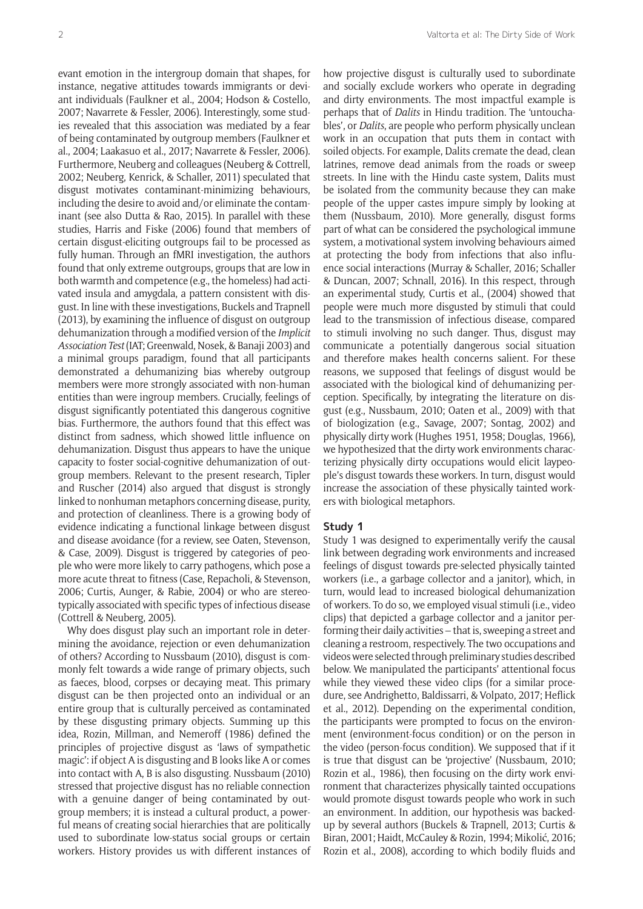evant emotion in the intergroup domain that shapes, for instance, negative attitudes towards immigrants or deviant individuals (Faulkner et al., 2004; Hodson & Costello, 2007; Navarrete & Fessler, 2006). Interestingly, some studies revealed that this association was mediated by a fear of being contaminated by outgroup members (Faulkner et al., 2004; Laakasuo et al., 2017; Navarrete & Fessler, 2006). Furthermore, Neuberg and colleagues (Neuberg & Cottrell, 2002; Neuberg, Kenrick, & Schaller, 2011) speculated that disgust motivates contaminant-minimizing behaviours, including the desire to avoid and/or eliminate the contaminant (see also Dutta & Rao, 2015). In parallel with these studies, Harris and Fiske (2006) found that members of certain disgust-eliciting outgroups fail to be processed as fully human. Through an fMRI investigation, the authors found that only extreme outgroups, groups that are low in both warmth and competence (e.g., the homeless) had activated insula and amygdala, a pattern consistent with disgust. In line with these investigations, Buckels and Trapnell (2013), by examining the influence of disgust on outgroup dehumanization through a modified version of the *Implicit Association Test* (IAT; Greenwald, Nosek, & Banaji 2003) and a minimal groups paradigm, found that all participants demonstrated a dehumanizing bias whereby outgroup members were more strongly associated with non-human entities than were ingroup members. Crucially, feelings of disgust significantly potentiated this dangerous cognitive bias. Furthermore, the authors found that this effect was distinct from sadness, which showed little influence on dehumanization. Disgust thus appears to have the unique capacity to foster social-cognitive dehumanization of outgroup members. Relevant to the present research, Tipler and Ruscher (2014) also argued that disgust is strongly linked to nonhuman metaphors concerning disease, purity, and protection of cleanliness. There is a growing body of evidence indicating a functional linkage between disgust and disease avoidance (for a review, see Oaten, Stevenson, & Case, 2009). Disgust is triggered by categories of people who were more likely to carry pathogens, which pose a more acute threat to fitness (Case, Repacholi, & Stevenson, 2006; Curtis, Aunger, & Rabie, 2004) or who are stereotypically associated with specific types of infectious disease (Cottrell & Neuberg, 2005).

Why does disgust play such an important role in determining the avoidance, rejection or even dehumanization of others? According to Nussbaum (2010), disgust is commonly felt towards a wide range of primary objects, such as faeces, blood, corpses or decaying meat. This primary disgust can be then projected onto an individual or an entire group that is culturally perceived as contaminated by these disgusting primary objects. Summing up this idea, Rozin, Millman, and Nemeroff (1986) defined the principles of projective disgust as 'laws of sympathetic magic': if object A is disgusting and B looks like A or comes into contact with A, B is also disgusting. Nussbaum (2010) stressed that projective disgust has no reliable connection with a genuine danger of being contaminated by outgroup members; it is instead a cultural product, a powerful means of creating social hierarchies that are politically used to subordinate low-status social groups or certain workers. History provides us with different instances of how projective disgust is culturally used to subordinate and socially exclude workers who operate in degrading and dirty environments. The most impactful example is perhaps that of *Dalits* in Hindu tradition. The 'untouchables', or *Dalits*, are people who perform physically unclean work in an occupation that puts them in contact with soiled objects. For example, Dalits cremate the dead, clean latrines, remove dead animals from the roads or sweep streets. In line with the Hindu caste system, Dalits must be isolated from the community because they can make people of the upper castes impure simply by looking at them (Nussbaum, 2010). More generally, disgust forms part of what can be considered the psychological immune system, a motivational system involving behaviours aimed at protecting the body from infections that also influence social interactions (Murray & Schaller, 2016; Schaller & Duncan, 2007; Schnall, 2016). In this respect, through an experimental study, Curtis et al., (2004) showed that people were much more disgusted by stimuli that could lead to the transmission of infectious disease, compared to stimuli involving no such danger. Thus, disgust may communicate a potentially dangerous social situation and therefore makes health concerns salient. For these reasons, we supposed that feelings of disgust would be associated with the biological kind of dehumanizing perception. Specifically, by integrating the literature on disgust (e.g., Nussbaum, 2010; Oaten et al., 2009) with that of biologization (e.g., Savage, 2007; Sontag, 2002) and physically dirty work (Hughes 1951, 1958; Douglas, 1966), we hypothesized that the dirty work environments characterizing physically dirty occupations would elicit laypeople's disgust towards these workers. In turn, disgust would increase the association of these physically tainted workers with biological metaphors.

### Study 1

Study 1 was designed to experimentally verify the causal link between degrading work environments and increased feelings of disgust towards pre-selected physically tainted workers (i.e., a garbage collector and a janitor), which, in turn, would lead to increased biological dehumanization of workers. To do so, we employed visual stimuli (i.e., video clips) that depicted a garbage collector and a janitor performing their daily activities – that is, sweeping a street and cleaning a restroom, respectively. The two occupations and videos were selected through preliminary studies described below. We manipulated the participants' attentional focus while they viewed these video clips (for a similar procedure, see Andrighetto, Baldissarri, & Volpato, 2017; Heflick et al., 2012). Depending on the experimental condition, the participants were prompted to focus on the environment (environment-focus condition) or on the person in the video (person-focus condition). We supposed that if it is true that disgust can be 'projective' (Nussbaum, 2010; Rozin et al., 1986), then focusing on the dirty work environment that characterizes physically tainted occupations would promote disgust towards people who work in such an environment. In addition, our hypothesis was backed-up by several authors (Buckels & Trapnell, 2013; Curtis & Biran, 2001; Haidt, McCauley & Rozin, 1994; Mikolić, 2016; Rozin et al., 2008), according to which bodily fluids and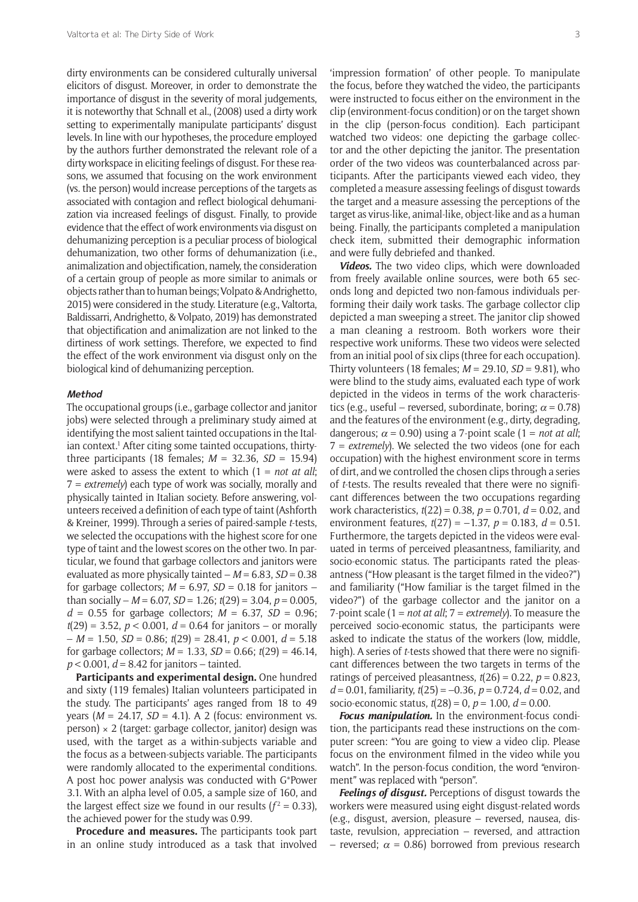dirty environments can be considered culturally universal elicitors of disgust. Moreover, in order to demonstrate the importance of disgust in the severity of moral judgements, it is noteworthy that Schnall et al., (2008) used a dirty work setting to experimentally manipulate participants' disgust levels. In line with our hypotheses, the procedure employed by the authors further demonstrated the relevant role of a dirty workspace in eliciting feelings of disgust. For these reasons, we assumed that focusing on the work environment (vs. the person) would increase perceptions of the targets as associated with contagion and reflect biological dehumanization via increased feelings of disgust. Finally, to provide evidence that the effect of work environments via disgust on dehumanizing perception is a peculiar process of biological dehumanization, two other forms of dehumanization (i.e., animalization and objectification, namely, the consideration of a certain group of people as more similar to animals or objects rather than to human beings; Volpato & Andrighetto, 2015) were considered in the study. Literature (e.g., Valtorta, Baldissarri, Andrighetto, & Volpato, 2019) has demonstrated that objectification and animalization are not linked to the dirtiness of work settings. Therefore, we expected to find the effect of the work environment via disgust only on the biological kind of dehumanizing perception.

### Method

The occupational groups (i.e., garbage collector and janitor jobs) were selected through a preliminary study aimed at identifying the most salient tainted occupations in the Italian context.[1] After citing some tainted occupations, thirty-three participants (18 females; $M = 32.36$, $SD = 15.94$) were asked to assess the extent to which (1 = *not at all*; 7 = *extremely*) each type of work was socially, morally and physically tainted in Italian society. Before answering, volunteers received a definition of each type of taint (Ashforth & Kreiner, 1999). Through a series of paired-sample *t*-tests, we selected the occupations with the highest score for one type of taint and the lowest scores on the other two. In particular, we found that garbage collectors and janitors were evaluated as more physically tainted – $M = 6.83$, $SD = 0.38$ for garbage collectors; $M = 6.97$, $SD = 0.18$ for janitors – than socially – $M = 6.07$, $SD = 1.26$; $t(29) = 3.04$, $p = 0.005$, $d = 0.55$ for garbage collectors; $M = 6.37$, $SD = 0.96$; $t(29) = 3.52$, $p < 0.001$, $d = 0.64$ for janitors – or morally – $M = 1.50$, $SD = 0.86$; $t(29) = 28.41$, $p < 0.001$, $d = 5.18$ for garbage collectors; $M = 1.33$, $SD = 0.66$; $t(29) = 46.14$, $p < 0.001$, $d = 8.42$ for janitors – tainted.

**Participants and experimental design.** One hundred and sixty (119 females) Italian volunteers participated in the study. The participants' ages ranged from 18 to 49 years ($M = 24.17$, $SD = 4.1$). A 2 (focus: environment vs. person) × 2 (target: garbage collector, janitor) design was used, with the target as a within-subjects variable and the focus as a between-subjects variable. The participants were randomly allocated to the experimental conditions. A post hoc power analysis was conducted with G*Power 3.1. With an alpha level of 0.05, a sample size of 160, and the largest effect size we found in our results ($f^2 = 0.33$), the achieved power for the study was 0.99.

**Procedure and measures.** The participants took part in an online study introduced as a task that involved 'impression formation' of other people. To manipulate the focus, before they watched the video, the participants were instructed to focus either on the environment in the clip (environment-focus condition) or on the target shown in the clip (person-focus condition). Each participant watched two videos: one depicting the garbage collector and the other depicting the janitor. The presentation order of the two videos was counterbalanced across participants. After the participants viewed each video, they completed a measure assessing feelings of disgust towards the target and a measure assessing the perceptions of the target as virus-like, animal-like, object-like and as a human being. Finally, the participants completed a manipulation check item, submitted their demographic information and were fully debriefed and thanked.

***Videos.*** The two video clips, which were downloaded from freely available online sources, were both 65 seconds long and depicted two non-famous individuals performing their daily work tasks. The garbage collector clip depicted a man sweeping a street. The janitor clip showed a man cleaning a restroom. Both workers wore their respective work uniforms. These two videos were selected from an initial pool of six clips (three for each occupation). Thirty volunteers (18 females; $M = 29.10$, $SD = 9.81$), who were blind to the study aims, evaluated each type of work depicted in the videos in terms of the work characteristics (e.g., useful – reversed, subordinate, boring; $\alpha = 0.78$) and the features of the environment (e.g., dirty, degrading, dangerous; $\alpha = 0.90$) using a 7-point scale (1 = *not at all*; 7 = *extremely*). We selected the two videos (one for each occupation) with the highest environment score in terms of dirt, and we controlled the chosen clips through a series of *t*-tests. The results revealed that there were no significant differences between the two occupations regarding work characteristics, $t(22) = 0.38$, $p = 0.701$, $d = 0.02$, and environment features, $t(27) = -1.37$, $p = 0.183$, $d = 0.51$. Furthermore, the targets depicted in the videos were evaluated in terms of perceived pleasantness, familiarity, and socio-economic status. The participants rated the pleasantness ("How pleasant is the target filmed in the video?") and familiarity ("How familiar is the target filmed in the video?") of the garbage collector and the janitor on a 7-point scale (1 = *not at all*; 7 = *extremely*). To measure the perceived socio-economic status, the participants were asked to indicate the status of the workers (low, middle, high). A series of *t*-tests showed that there were no significant differences between the two targets in terms of the ratings of perceived pleasantness, $t(26) = 0.22$, $p = 0.823$, $d = 0.01$, familiarity, $t(25) = -0.36$, $p = 0.724$, $d = 0.02$, and socio-economic status, $t(28) = 0$, $p = 1.00$, $d = 0.00$.

***Focus manipulation.*** In the environment-focus condition, the participants read these instructions on the computer screen: "You are going to view a video clip. Please focus on the environment filmed in the video while you watch". In the person-focus condition, the word "environment" was replaced with "person".

***Feelings of disgust.*** Perceptions of disgust towards the workers were measured using eight disgust-related words (e.g., disgust, aversion, pleasure – reversed, nausea, distaste, revulsion, appreciation – reversed, and attraction – reversed; $\alpha = 0.86$) borrowed from previous research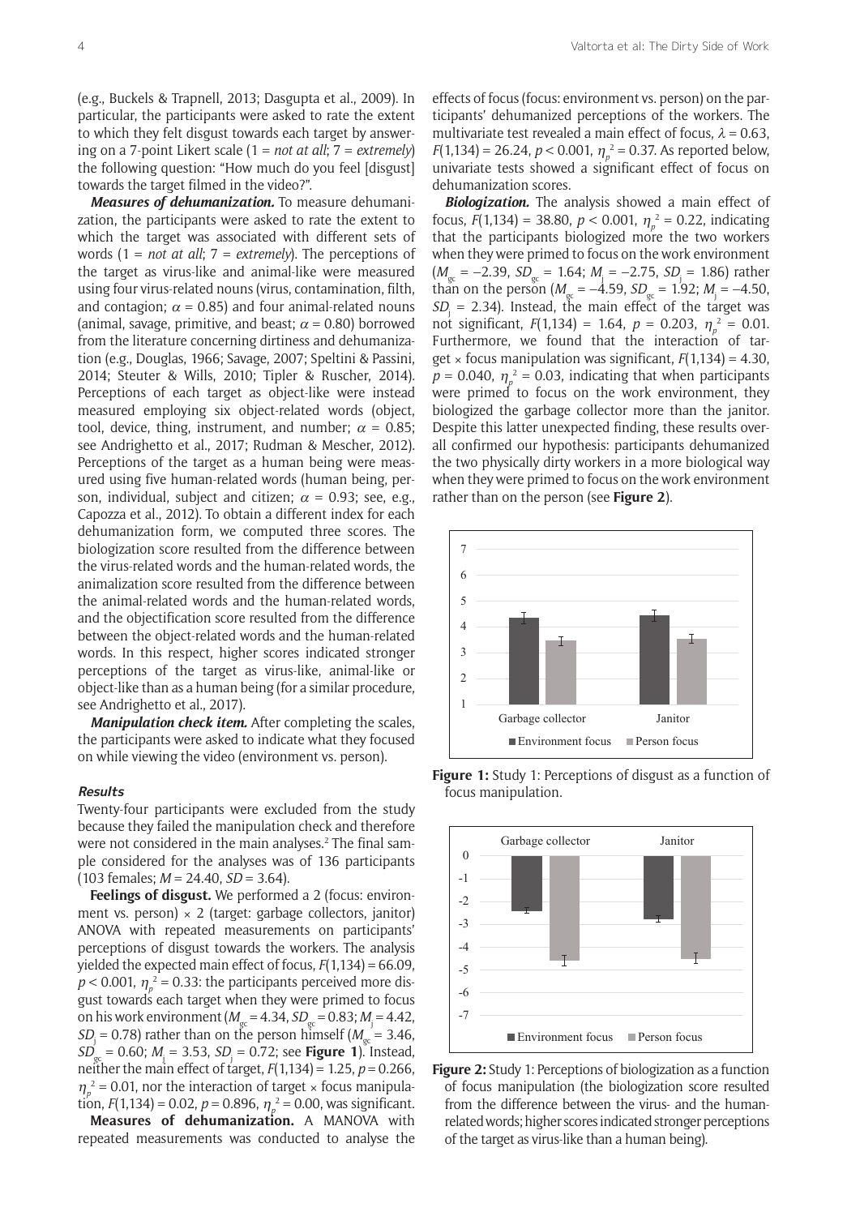(e.g., Buckels & Trapnell, 2013; Dasgupta et al., 2009). In particular, the participants were asked to rate the extent to which they felt disgust towards each target by answering on a 7-point Likert scale (1 = *not at all*; 7 = *extremely*) the following question: "How much do you feel [disgust] towards the target filmed in the video?".

***Measures of dehumanization.*** To measure dehumanization, the participants were asked to rate the extent to which the target was associated with different sets of words (1 = *not at all*; 7 = *extremely*). The perceptions of the target as virus-like and animal-like were measured using four virus-related nouns (virus, contamination, filth, and contagion; $\alpha = 0.85$) and four animal-related nouns (animal, savage, primitive, and beast; $\alpha = 0.80$) borrowed from the literature concerning dirtiness and dehumanization (e.g., Douglas, 1966; Savage, 2007; Speltini & Passini, 2014; Steuter & Wills, 2010; Tipler & Ruscher, 2014). Perceptions of each target as object-like were instead measured employing six object-related words (object, tool, device, thing, instrument, and number; $\alpha = 0.85$; see Andrighetto et al., 2017; Rudman & Mescher, 2012). Perceptions of the target as a human being were measured using five human-related words (human being, person, individual, subject and citizen; $\alpha = 0.93$; see, e.g., Capozza et al., 2012). To obtain a different index for each dehumanization form, we computed three scores. The biologization score resulted from the difference between the virus-related words and the human-related words, the animalization score resulted from the difference between the animal-related words and the human-related words, and the objectification score resulted from the difference between the object-related words and the human-related words. In this respect, higher scores indicated stronger perceptions of the target as virus-like, animal-like or object-like than as a human being (for a similar procedure, see Andrighetto et al., 2017).

***Manipulation check item.*** After completing the scales, the participants were asked to indicate what they focused on while viewing the video (environment vs. person).

### Results

Twenty-four participants were excluded from the study because they failed the manipulation check and therefore were not considered in the main analyses.[2] The final sample considered for the analyses was of 136 participants (103 females; $M = 24.40$, $SD = 3.64$).

**Feelings of disgust.** We performed a 2 (focus: environment vs. person) × 2 (target: garbage collectors, janitor) ANOVA with repeated measurements on participants' perceptions of disgust towards the workers. The analysis yielded the expected main effect of focus, $F(1,134) = 66.09$, $p < 0.001$, $\eta_p^2 = 0.33$: the participants perceived more disgust towards each target when they were primed to focus on his work environment ($M_{gc} = 4.34$, $SD_{gc} = 0.83$; $M_j = 4.42$, $SD_j = 0.78$) rather than on the person himself ($M_{gc} = 3.46$, $SD_{gc} = 0.60$; $M_j = 3.53$, $SD_j = 0.72$; see **Figure 1**). Instead, neither the main effect of target, $F(1,134) = 1.25$, $p = 0.266$, $\eta_p^2 = 0.01$, nor the interaction of target × focus manipulation, $F(1,134) = 0.02$, $p = 0.896$, $\eta_p^2 = 0.00$, was significant.

**Measures of dehumanization.** A MANOVA with repeated measurements was conducted to analyse the effects of focus (focus: environment vs. person) on the participants' dehumanized perceptions of the workers. The multivariate test revealed a main effect of focus, $\lambda = 0.63$, $F(1,134) = 26.24$, $p < 0.001$, $\eta_p^2 = 0.37$. As reported below, univariate tests showed a significant effect of focus on dehumanization scores.

***Biologization.*** The analysis showed a main effect of focus, $F(1,134) = 38.80$, $p < 0.001$, $\eta_p^2 = 0.22$, indicating that the participants biologized more the two workers when they were primed to focus on the work environment ($M_{gc} = -2.39$, $SD_{gc} = 1.64$; $M_j = -2.75$, $SD_j = 1.86$) rather than on the person ($M_{gc} = -4.59$, $SD_{gc} = 1.92$; $M_j = -4.50$, $SD_j = 2.34$). Instead, the main effect of the target was not significant, $F(1,134) = 1.64$, $p = 0.203$, $\eta_p^2 = 0.01$. Furthermore, we found that the interaction of target × focus manipulation was significant, $F(1,134) = 4.30$, $p = 0.040$, $\eta_p^2 = 0.03$, indicating that when participants were primed to focus on the work environment, they biologized the garbage collector more than the janitor. Despite this latter unexpected finding, these results overall confirmed our hypothesis: participants dehumanized the two physically dirty workers in a more biological way when they were primed to focus on the work environment rather than on the person (see **Figure 2**).

**Figure 1:** Study 1: Perceptions of disgust as a function of focus manipulation.

**Figure 2:** Study 1: Perceptions of biologization as a function of focus manipulation (the biologization score resulted from the difference between the virus- and the human-related words; higher scores indicated stronger perceptions of the target as virus-like than a human being).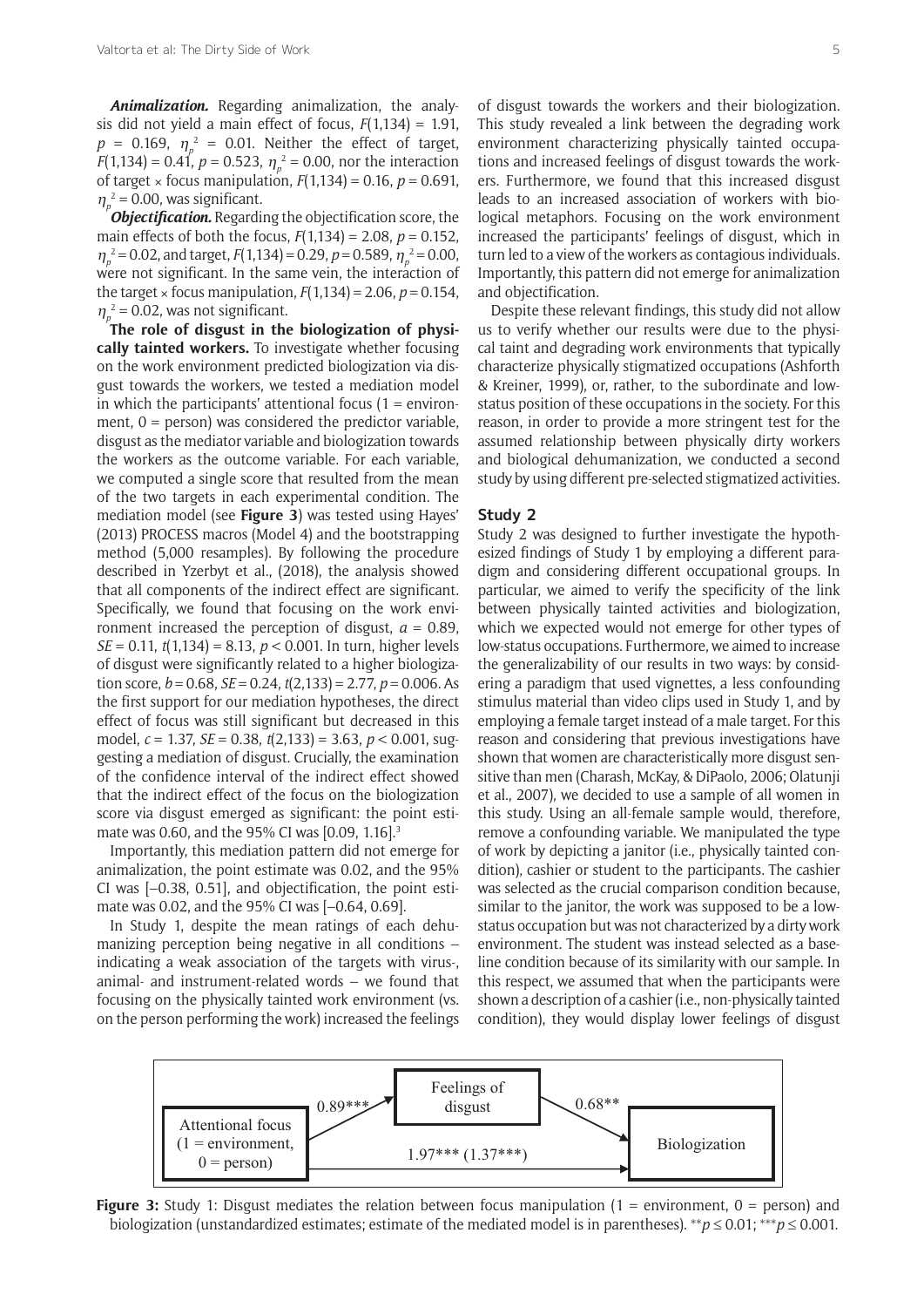***Animalization.*** Regarding animalization, the analysis did not yield a main effect of focus, $F(1,134) = 1.91$, $p = 0.169$, $\eta_p^2 = 0.01$. Neither the effect of target, $F(1,134) = 0.41$, $p = 0.523$, $\eta_p^2 = 0.00$, nor the interaction of target × focus manipulation, $F(1,134) = 0.16$, $p = 0.691$, $\eta_p^2 = 0.00$, was significant.

***Objectification.*** Regarding the objectification score, the main effects of both the focus, $F(1,134) = 2.08$, $p = 0.152$, $\eta_p^2 = 0.02$, and target, $F(1,134) = 0.29$, $p = 0.589$, $\eta_p^2 = 0.00$, were not significant. In the same vein, the interaction of the target × focus manipulation, $F(1,134) = 2.06$, $p = 0.154$, $\eta_p^2 = 0.02$, was not significant.

**The role of disgust in the biologization of physically tainted workers.** To investigate whether focusing on the work environment predicted biologization via disgust towards the workers, we tested a mediation model in which the participants' attentional focus (1 = environment, 0 = person) was considered the predictor variable, disgust as the mediator variable and biologization towards the workers as the outcome variable. For each variable, we computed a single score that resulted from the mean of the two targets in each experimental condition. The mediation model (see **Figure 3**) was tested using Hayes' (2013) PROCESS macros (Model 4) and the bootstrapping method (5,000 resamples). By following the procedure described in Yzerbyt et al., (2018), the analysis showed that all components of the indirect effect are significant. Specifically, we found that focusing on the work environment increased the perception of disgust, $a = 0.89$, $SE = 0.11$, $t(1,134) = 8.13$, $p < 0.001$. In turn, higher levels of disgust were significantly related to a higher biologization score, $b = 0.68$, $SE = 0.24$, $t(2,133) = 2.77$, $p = 0.006$. As the first support for our mediation hypotheses, the direct effect of focus was still significant but decreased in this model, $c = 1.37$, $SE = 0.38$, $t(2,133) = 3.63$, $p < 0.001$, suggesting a mediation of disgust. Crucially, the examination of the confidence interval of the indirect effect showed that the indirect effect of the focus on the biologization score via disgust emerged as significant: the point estimate was 0.60, and the 95% CI was [0.09, 1.16].[3]

Importantly, this mediation pattern did not emerge for animalization, the point estimate was 0.02, and the 95% CI was [–0.38, 0.51], and objectification, the point estimate was 0.02, and the 95% CI was [–0.64, 0.69].

In Study 1, despite the mean ratings of each dehumanizing perception being negative in all conditions – indicating a weak association of the targets with virus-, animal- and instrument-related words – we found that focusing on the physically tainted work environment (vs. on the person performing the work) increased the feelings of disgust towards the workers and their biologization. This study revealed a link between the degrading work environment characterizing physically tainted occupations and increased feelings of disgust towards the workers. Furthermore, we found that this increased disgust leads to an increased association of workers with biological metaphors. Focusing on the work environment increased the participants' feelings of disgust, which in turn led to a view of the workers as contagious individuals. Importantly, this pattern did not emerge for animalization and objectification.

Despite these relevant findings, this study did not allow us to verify whether our results were due to the physical taint and degrading work environments that typically characterize physically stigmatized occupations (Ashforth & Kreiner, 1999), or, rather, to the subordinate and low-status position of these occupations in the society. For this reason, in order to provide a more stringent test for the assumed relationship between physically dirty workers and biological dehumanization, we conducted a second study by using different pre-selected stigmatized activities.

## Study 2

Study 2 was designed to further investigate the hypothesized findings of Study 1 by employing a different paradigm and considering different occupational groups. In particular, we aimed to verify the specificity of the link between physically tainted activities and biologization, which we expected would not emerge for other types of low-status occupations. Furthermore, we aimed to increase the generalizability of our results in two ways: by considering a paradigm that used vignettes, a less confounding stimulus material than video clips used in Study 1, and by employing a female target instead of a male target. For this reason and considering that previous investigations have shown that women are characteristically more disgust sensitive than men (Charash, McKay, & DiPaolo, 2006; Olatunji et al., 2007), we decided to use a sample of all women in this study. Using an all-female sample would, therefore, remove a confounding variable. We manipulated the type of work by depicting a janitor (i.e., physically tainted condition), cashier or student to the participants. The cashier was selected as the crucial comparison condition because, similar to the janitor, the work was supposed to be a low-status occupation but was not characterized by a dirty work environment. The student was instead selected as a baseline condition because of its similarity with our sample. In this respect, we assumed that when the participants were shown a description of a cashier (i.e., non-physically tainted condition), they would display lower feelings of disgust

Attentional focus (1 = environment, 0 = person) → Feelings of disgust: 0.89***; Feelings of disgust → Biologization: 0.68**; Attentional focus → Biologization: 1.97*** (1.37***)

**Figure 3:** Study 1: Disgust mediates the relation between focus manipulation (1 = environment, 0 = person) and biologization (unstandardized estimates; estimate of the mediated model is in parentheses). $^{**}p \leq 0.01$; $^{***}p \leq 0.001$.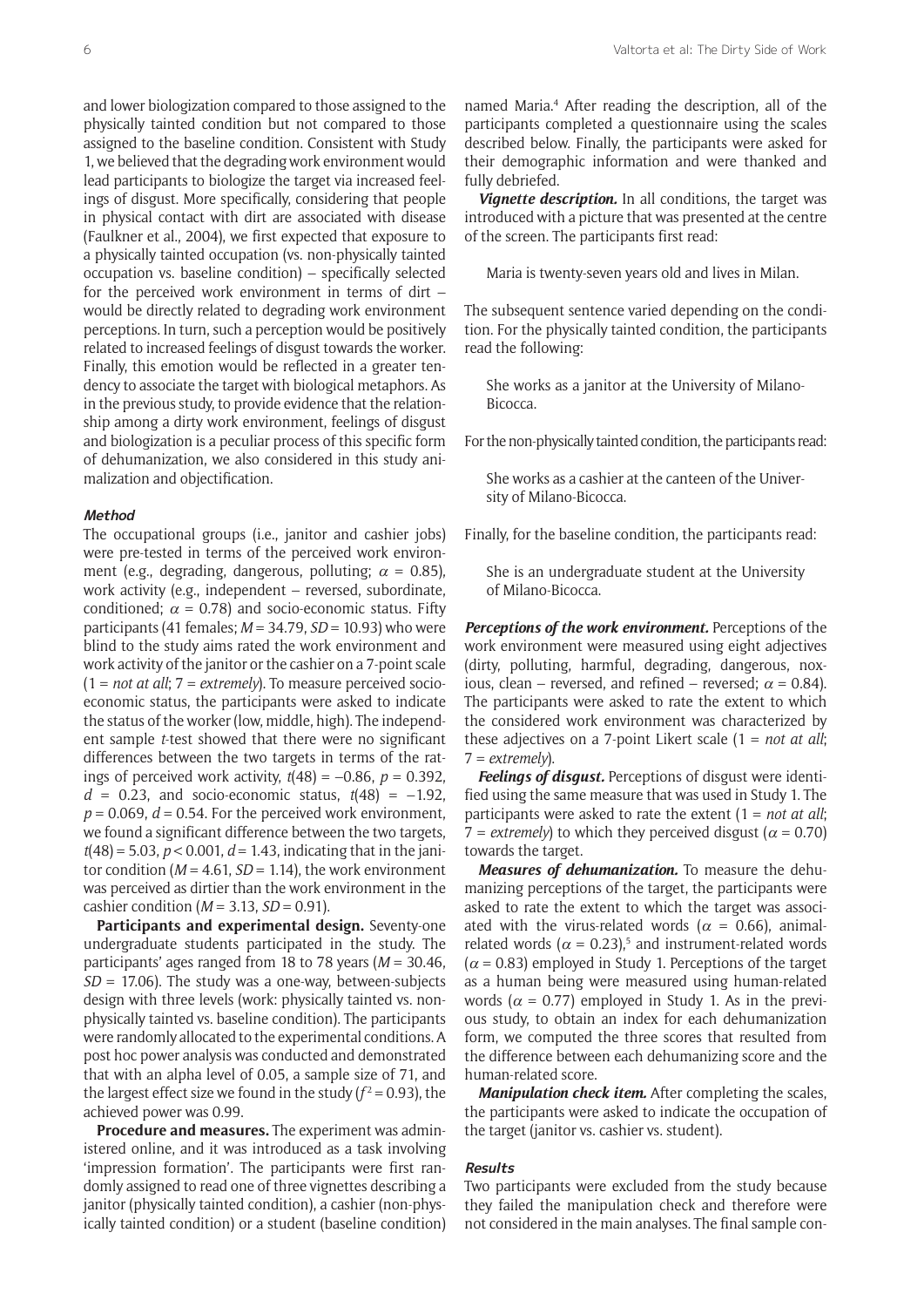and lower biologization compared to those assigned to the physically tainted condition but not compared to those assigned to the baseline condition. Consistent with Study 1, we believed that the degrading work environment would lead participants to biologize the target via increased feelings of disgust. More specifically, considering that people in physical contact with dirt are associated with disease (Faulkner et al., 2004), we first expected that exposure to a physically tainted occupation (vs. non-physically tainted occupation vs. baseline condition) – specifically selected for the perceived work environment in terms of dirt – would be directly related to degrading work environment perceptions. In turn, such a perception would be positively related to increased feelings of disgust towards the worker. Finally, this emotion would be reflected in a greater tendency to associate the target with biological metaphors. As in the previous study, to provide evidence that the relationship among a dirty work environment, feelings of disgust and biologization is a peculiar process of this specific form of dehumanization, we also considered in this study animalization and objectification.

### Method

The occupational groups (i.e., janitor and cashier jobs) were pre-tested in terms of the perceived work environment (e.g., degrading, dangerous, polluting; $\alpha = 0.85$), work activity (e.g., independent – reversed, subordinate, conditioned; $\alpha = 0.78$) and socio-economic status. Fifty participants (41 females; $M = 34.79$, $SD = 10.93$) who were blind to the study aims rated the work environment and work activity of the janitor or the cashier on a 7-point scale (1 = *not at all*; 7 = *extremely*). To measure perceived socio-economic status, the participants were asked to indicate the status of the worker (low, middle, high). The independent sample *t*-test showed that there were no significant differences between the two targets in terms of the ratings of perceived work activity, $t(48) = -0.86$, $p = 0.392$, $d = 0.23$, and socio-economic status, $t(48) = -1.92$, $p = 0.069$, $d = 0.54$. For the perceived work environment, we found a significant difference between the two targets, $t(48) = 5.03$, $p < 0.001$, $d = 1.43$, indicating that in the janitor condition ($M = 4.61$, $SD = 1.14$), the work environment was perceived as dirtier than the work environment in the cashier condition ($M = 3.13$, $SD = 0.91$).

**Participants and experimental design.** Seventy-one undergraduate students participated in the study. The participants' ages ranged from 18 to 78 years ($M = 30.46$, $SD = 17.06$). The study was a one-way, between-subjects design with three levels (work: physically tainted vs. non-physically tainted vs. baseline condition). The participants were randomly allocated to the experimental conditions. A post hoc power analysis was conducted and demonstrated that with an alpha level of 0.05, a sample size of 71, and the largest effect size we found in the study ($f^2 = 0.93$), the achieved power was 0.99.

**Procedure and measures.** The experiment was administered online, and it was introduced as a task involving 'impression formation'. The participants were first randomly assigned to read one of three vignettes describing a janitor (physically tainted condition), a cashier (non-physically tainted condition) or a student (baseline condition) named Maria.[4] After reading the description, all of the participants completed a questionnaire using the scales described below. Finally, the participants were asked for their demographic information and were thanked and fully debriefed.

***Vignette description.*** In all conditions, the target was introduced with a picture that was presented at the centre of the screen. The participants first read:

> Maria is twenty-seven years old and lives in Milan.

The subsequent sentence varied depending on the condition. For the physically tainted condition, the participants read the following:

> She works as a janitor at the University of Milano-Bicocca.

For the non-physically tainted condition, the participants read:

> She works as a cashier at the canteen of the University of Milano-Bicocca.

Finally, for the baseline condition, the participants read:

> She is an undergraduate student at the University of Milano-Bicocca.

***Perceptions of the work environment.*** Perceptions of the work environment were measured using eight adjectives (dirty, polluting, harmful, degrading, dangerous, noxious, clean – reversed, and refined – reversed; $\alpha = 0.84$). The participants were asked to rate the extent to which the considered work environment was characterized by these adjectives on a 7-point Likert scale (1 = *not at all*; 7 = *extremely*).

***Feelings of disgust.*** Perceptions of disgust were identified using the same measure that was used in Study 1. The participants were asked to rate the extent (1 = *not at all*; 7 = *extremely*) to which they perceived disgust ($\alpha = 0.70$) towards the target.

***Measures of dehumanization.*** To measure the dehumanizing perceptions of the target, the participants were asked to rate the extent to which the target was associated with the virus-related words ($\alpha = 0.66$), animal-related words ($\alpha = 0.23$),[5] and instrument-related words ($\alpha = 0.83$) employed in Study 1. Perceptions of the target as a human being were measured using human-related words ($\alpha = 0.77$) employed in Study 1. As in the previous study, to obtain an index for each dehumanization form, we computed the three scores that resulted from the difference between each dehumanizing score and the human-related score.

***Manipulation check item.*** After completing the scales, the participants were asked to indicate the occupation of the target (janitor vs. cashier vs. student).

### Results

Two participants were excluded from the study because they failed the manipulation check and therefore were not considered in the main analyses. The final sample con-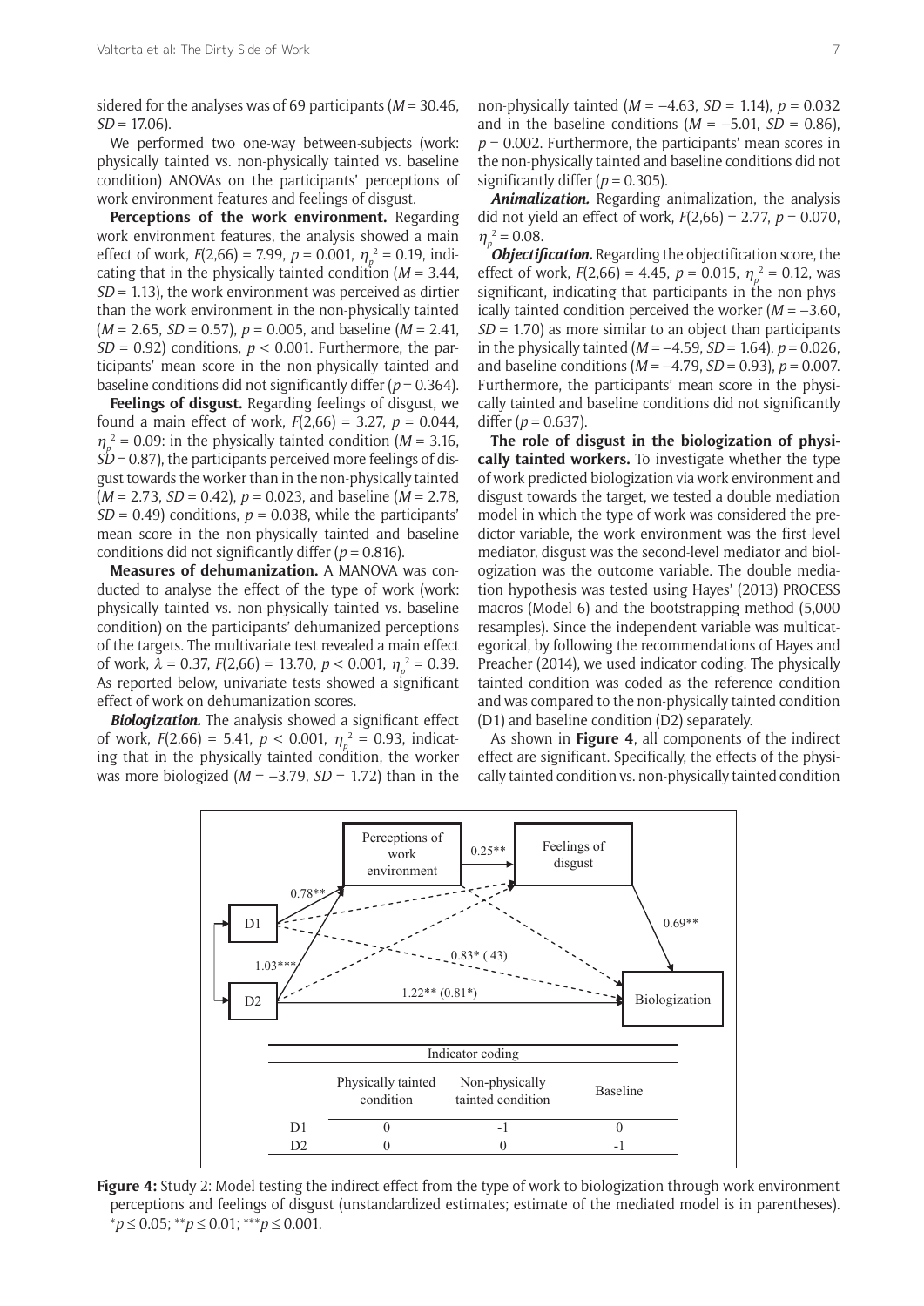sidered for the analyses was of 69 participants ($M = 30.46$, $SD = 17.06$).

We performed two one-way between-subjects (work: physically tainted vs. non-physically tainted vs. baseline condition) ANOVAs on the participants' perceptions of work environment features and feelings of disgust.

**Perceptions of the work environment.** Regarding work environment features, the analysis showed a main effect of work, $F(2,66) = 7.99$, $p = 0.001$, $\eta_p^2 = 0.19$, indicating that in the physically tainted condition ($M = 3.44$, $SD = 1.13$), the work environment was perceived as dirtier than the work environment in the non-physically tainted ($M = 2.65$, $SD = 0.57$), $p = 0.005$, and baseline ($M = 2.41$, $SD = 0.92$) conditions, $p < 0.001$. Furthermore, the participants' mean score in the non-physically tainted and baseline conditions did not significantly differ ($p = 0.364$).

**Feelings of disgust.** Regarding feelings of disgust, we found a main effect of work, $F(2,66) = 3.27$, $p = 0.044$, $\eta_p^2 = 0.09$: in the physically tainted condition ($M = 3.16$, $SD = 0.87$), the participants perceived more feelings of disgust towards the worker than in the non-physically tainted ($M = 2.73$, $SD = 0.42$), $p = 0.023$, and baseline ($M = 2.78$, $SD = 0.49$) conditions, $p = 0.038$, while the participants' mean score in the non-physically tainted and baseline conditions did not significantly differ ($p = 0.816$).

**Measures of dehumanization.** A MANOVA was conducted to analyse the effect of the type of work (work: physically tainted vs. non-physically tainted vs. baseline condition) on the participants' dehumanized perceptions of the targets. The multivariate test revealed a main effect of work, $\lambda = 0.37$, $F(2,66) = 13.70$, $p < 0.001$, $\eta_p^2 = 0.39$. As reported below, univariate tests showed a significant effect of work on dehumanization scores.

***Biologization.*** The analysis showed a significant effect of work, $F(2,66) = 5.41$, $p < 0.001$, $\eta_p^2 = 0.93$, indicating that in the physically tainted condition, the worker was more biologized ($M = -3.79$, $SD = 1.72$) than in the non-physically tainted ($M = -4.63$, $SD = 1.14$), $p = 0.032$ and in the baseline conditions ($M = -5.01$, $SD = 0.86$), $p = 0.002$. Furthermore, the participants' mean scores in the non-physically tainted and baseline conditions did not significantly differ ($p = 0.305$).

***Animalization.*** Regarding animalization, the analysis did not yield an effect of work, $F(2,66) = 2.77$, $p = 0.070$, $\eta_p^2 = 0.08$.

***Objectification.*** Regarding the objectification score, the effect of work, $F(2,66) = 4.45$, $p = 0.015$, $\eta_p^2 = 0.12$, was significant, indicating that participants in the non-physically tainted condition perceived the worker ($M = -3.60$, $SD = 1.70$) as more similar to an object than participants in the physically tainted ($M = -4.59$, $SD = 1.64$), $p = 0.026$, and baseline conditions ($M = -4.79$, $SD = 0.93$), $p = 0.007$. Furthermore, the participants' mean score in the physically tainted and baseline conditions did not significantly differ ($p = 0.637$).

**The role of disgust in the biologization of physically tainted workers.** To investigate whether the type of work predicted biologization via work environment and disgust towards the target, we tested a double mediation model in which the type of work was considered the predictor variable, the work environment was the first-level mediator, disgust was the second-level mediator and biologization was the outcome variable. The double mediation hypothesis was tested using Hayes' (2013) PROCESS macros (Model 6) and the bootstrapping method (5,000 resamples). Since the independent variable was multicategorical, by following the recommendations of Hayes and Preacher (2014), we used indicator coding. The physically tainted condition was coded as the reference condition and was compared to the non-physically tainted condition (D1) and baseline condition (D2) separately.

As shown in **Figure 4**, all components of the indirect effect are significant. Specifically, the effects of the physically tainted condition vs. non-physically tainted condition

| Indicator coding | Physically tainted condition | Non-physically tainted condition | Baseline |
|---|---|---|---|
| D1 | 0 | -1 | 0 |
| D2 | 0 | 0 | -1 |

**Figure 4:** Study 2: Model testing the indirect effect from the type of work to biologization through work environment perceptions and feelings of disgust (unstandardized estimates; estimate of the mediated model is in parentheses). $^{*}p \leq 0.05$; $^{**}p \leq 0.01$; $^{***}p \leq 0.001$.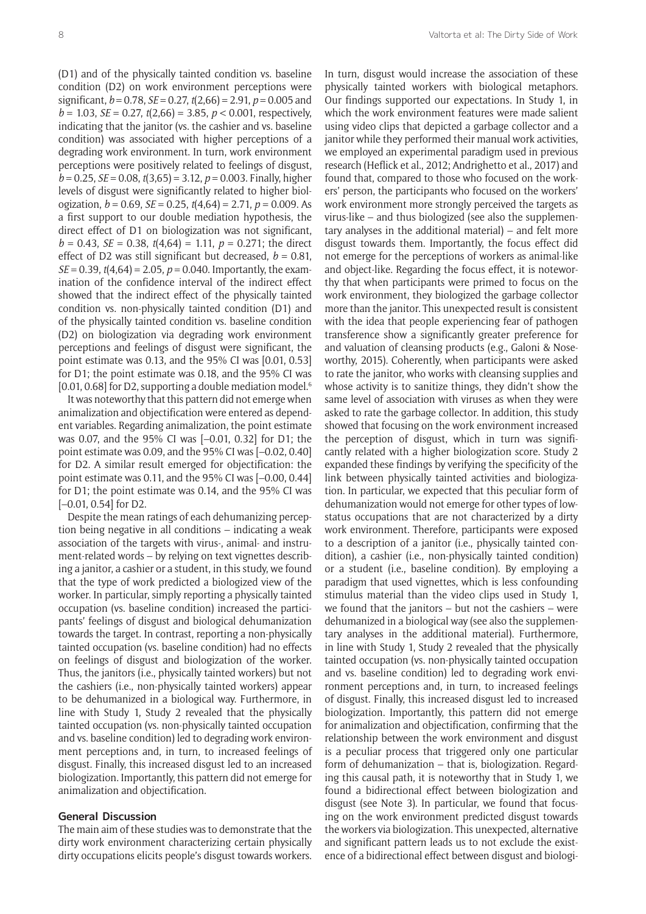(D1) and of the physically tainted condition vs. baseline condition (D2) on work environment perceptions were significant, $b = 0.78$, $SE = 0.27$, $t(2,66) = 2.91$, $p = 0.005$ and $b = 1.03$, $SE = 0.27$, $t(2,66) = 3.85$, $p < 0.001$, respectively, indicating that the janitor (vs. the cashier and vs. baseline condition) was associated with higher perceptions of a degrading work environment. In turn, work environment perceptions were positively related to feelings of disgust, $b = 0.25$, $SE = 0.08$, $t(3,65) = 3.12$, $p = 0.003$. Finally, higher levels of disgust were significantly related to higher biologization, $b = 0.69$, $SE = 0.25$, $t(4,64) = 2.71$, $p = 0.009$. As a first support to our double mediation hypothesis, the direct effect of D1 on biologization was not significant, $b = 0.43$, $SE = 0.38$, $t(4,64) = 1.11$, $p = 0.271$; the direct effect of D2 was still significant but decreased, $b = 0.81$, $SE = 0.39$, $t(4,64) = 2.05$, $p = 0.040$. Importantly, the examination of the confidence interval of the indirect effect showed that the indirect effect of the physically tainted condition vs. non-physically tainted condition (D1) and of the physically tainted condition vs. baseline condition (D2) on biologization via degrading work environment perceptions and feelings of disgust were significant, the point estimate was 0.13, and the 95% CI was [0.01, 0.53] for D1; the point estimate was 0.18, and the 95% CI was [0.01, 0.68] for D2, supporting a double mediation model.[6]

It was noteworthy that this pattern did not emerge when animalization and objectification were entered as dependent variables. Regarding animalization, the point estimate was 0.07, and the 95% CI was [–0.01, 0.32] for D1; the point estimate was 0.09, and the 95% CI was [–0.02, 0.40] for D2. A similar result emerged for objectification: the point estimate was 0.11, and the 95% CI was [–0.00, 0.44] for D1; the point estimate was 0.14, and the 95% CI was [–0.01, 0.54] for D2.

Despite the mean ratings of each dehumanizing perception being negative in all conditions – indicating a weak association of the targets with virus-, animal- and instrument-related words – by relying on text vignettes describing a janitor, a cashier or a student, in this study, we found that the type of work predicted a biologized view of the worker. In particular, simply reporting a physically tainted occupation (vs. baseline condition) increased the participants' feelings of disgust and biological dehumanization towards the target. In contrast, reporting a non-physically tainted occupation (vs. baseline condition) had no effects on feelings of disgust and biologization of the worker. Thus, the janitors (i.e., physically tainted workers) but not the cashiers (i.e., non-physically tainted workers) appear to be dehumanized in a biological way. Furthermore, in line with Study 1, Study 2 revealed that the physically tainted occupation (vs. non-physically tainted occupation and vs. baseline condition) led to degrading work environment perceptions and, in turn, to increased feelings of disgust. Finally, this increased disgust led to an increased biologization. Importantly, this pattern did not emerge for animalization and objectification.

## General Discussion

The main aim of these studies was to demonstrate that the dirty work environment characterizing certain physically dirty occupations elicits people's disgust towards workers. In turn, disgust would increase the association of these physically tainted workers with biological metaphors. Our findings supported our expectations. In Study 1, in which the work environment features were made salient using video clips that depicted a garbage collector and a janitor while they performed their manual work activities, we employed an experimental paradigm used in previous research (Heflick et al., 2012; Andrighetto et al., 2017) and found that, compared to those who focused on the workers' person, the participants who focused on the workers' work environment more strongly perceived the targets as virus-like – and thus biologized (see also the supplementary analyses in the additional material) – and felt more disgust towards them. Importantly, the focus effect did not emerge for the perceptions of workers as animal-like and object-like. Regarding the focus effect, it is noteworthy that when participants were primed to focus on the work environment, they biologized the garbage collector more than the janitor. This unexpected result is consistent with the idea that people experiencing fear of pathogen transference show a significantly greater preference for and valuation of cleansing products (e.g., Galoni & Noseworthy, 2015). Coherently, when participants were asked to rate the janitor, who works with cleansing supplies and whose activity is to sanitize things, they didn't show the same level of association with viruses as when they were asked to rate the garbage collector. In addition, this study showed that focusing on the work environment increased the perception of disgust, which in turn was significantly related with a higher biologization score. Study 2 expanded these findings by verifying the specificity of the link between physically tainted activities and biologization. In particular, we expected that this peculiar form of dehumanization would not emerge for other types of low-status occupations that are not characterized by a dirty work environment. Therefore, participants were exposed to a description of a janitor (i.e., physically tainted condition), a cashier (i.e., non-physically tainted condition) or a student (i.e., baseline condition). By employing a paradigm that used vignettes, which is less confounding stimulus material than the video clips used in Study 1, we found that the janitors – but not the cashiers – were dehumanized in a biological way (see also the supplementary analyses in the additional material). Furthermore, in line with Study 1, Study 2 revealed that the physically tainted occupation (vs. non-physically tainted occupation and vs. baseline condition) led to degrading work environment perceptions and, in turn, to increased feelings of disgust. Finally, this increased disgust led to increased biologization. Importantly, this pattern did not emerge for animalization and objectification, confirming that the relationship between the work environment and disgust is a peculiar process that triggered only one particular form of dehumanization – that is, biologization. Regarding this causal path, it is noteworthy that in Study 1, we found a bidirectional effect between biologization and disgust (see Note 3). In particular, we found that focusing on the work environment predicted disgust towards the workers via biologization. This unexpected, alternative and significant pattern leads us to not exclude the existence of a bidirectional effect between disgust and biologi-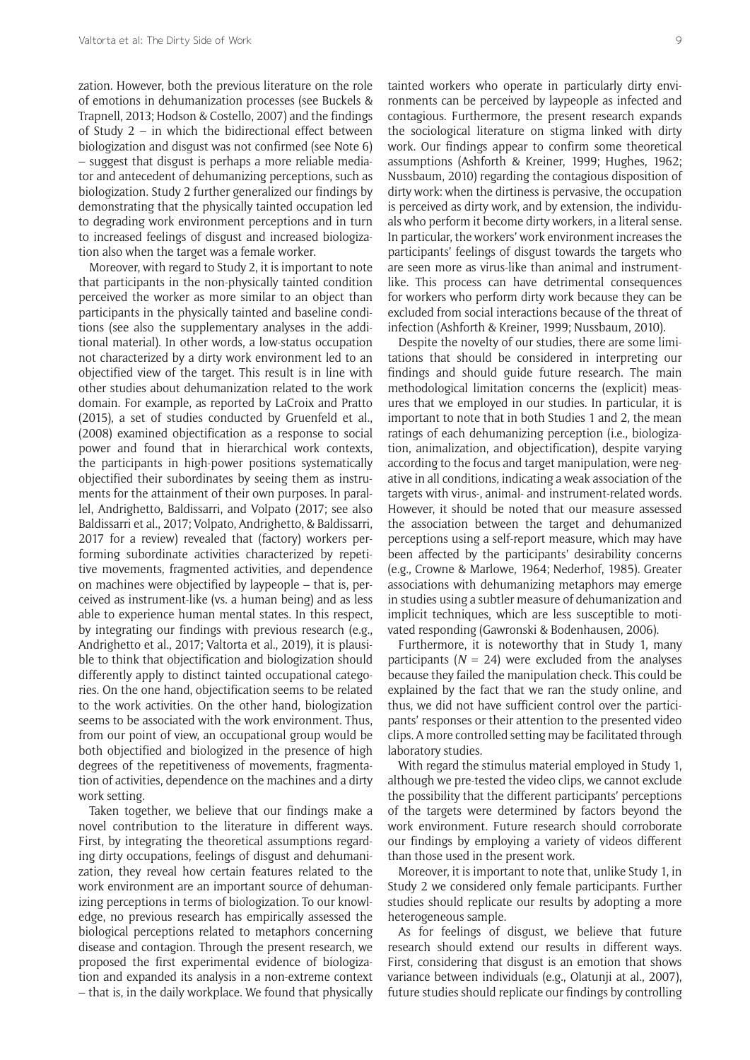zation. However, both the previous literature on the role of emotions in dehumanization processes (see Buckels & Trapnell, 2013; Hodson & Costello, 2007) and the findings of Study 2 – in which the bidirectional effect between biologization and disgust was not confirmed (see Note 6) – suggest that disgust is perhaps a more reliable mediator and antecedent of dehumanizing perceptions, such as biologization. Study 2 further generalized our findings by demonstrating that the physically tainted occupation led to degrading work environment perceptions and in turn to increased feelings of disgust and increased biologization also when the target was a female worker.

Moreover, with regard to Study 2, it is important to note that participants in the non-physically tainted condition perceived the worker as more similar to an object than participants in the physically tainted and baseline conditions (see also the supplementary analyses in the additional material). In other words, a low-status occupation not characterized by a dirty work environment led to an objectified view of the target. This result is in line with other studies about dehumanization related to the work domain. For example, as reported by LaCroix and Pratto (2015), a set of studies conducted by Gruenfeld et al., (2008) examined objectification as a response to social power and found that in hierarchical work contexts, the participants in high-power positions systematically objectified their subordinates by seeing them as instruments for the attainment of their own purposes. In parallel, Andrighetto, Baldissarri, and Volpato (2017; see also Baldissarri et al., 2017; Volpato, Andrighetto, & Baldissarri, 2017 for a review) revealed that (factory) workers performing subordinate activities characterized by repetitive movements, fragmented activities, and dependence on machines were objectified by laypeople – that is, perceived as instrument-like (vs. a human being) and as less able to experience human mental states. In this respect, by integrating our findings with previous research (e.g., Andrighetto et al., 2017; Valtorta et al., 2019), it is plausible to think that objectification and biologization should differently apply to distinct tainted occupational categories. On the one hand, objectification seems to be related to the work activities. On the other hand, biologization seems to be associated with the work environment. Thus, from our point of view, an occupational group would be both objectified and biologized in the presence of high degrees of the repetitiveness of movements, fragmentation of activities, dependence on the machines and a dirty work setting.

Taken together, we believe that our findings make a novel contribution to the literature in different ways. First, by integrating the theoretical assumptions regarding dirty occupations, feelings of disgust and dehumanization, they reveal how certain features related to the work environment are an important source of dehumanizing perceptions in terms of biologization. To our knowledge, no previous research has empirically assessed the biological perceptions related to metaphors concerning disease and contagion. Through the present research, we proposed the first experimental evidence of biologization and expanded its analysis in a non-extreme context – that is, in the daily workplace. We found that physically tainted workers who operate in particularly dirty environments can be perceived by laypeople as infected and contagious. Furthermore, the present research expands the sociological literature on stigma linked with dirty work. Our findings appear to confirm some theoretical assumptions (Ashforth & Kreiner, 1999; Hughes, 1962; Nussbaum, 2010) regarding the contagious disposition of dirty work: when the dirtiness is pervasive, the occupation is perceived as dirty work, and by extension, the individuals who perform it become dirty workers, in a literal sense. In particular, the workers' work environment increases the participants' feelings of disgust towards the targets who are seen more as virus-like than animal and instrument-like. This process can have detrimental consequences for workers who perform dirty work because they can be excluded from social interactions because of the threat of infection (Ashforth & Kreiner, 1999; Nussbaum, 2010).

Despite the novelty of our studies, there are some limitations that should be considered in interpreting our findings and should guide future research. The main methodological limitation concerns the (explicit) measures that we employed in our studies. In particular, it is important to note that in both Studies 1 and 2, the mean ratings of each dehumanizing perception (i.e., biologization, animalization, and objectification), despite varying according to the focus and target manipulation, were negative in all conditions, indicating a weak association of the targets with virus-, animal- and instrument-related words. However, it should be noted that our measure assessed the association between the target and dehumanized perceptions using a self-report measure, which may have been affected by the participants' desirability concerns (e.g., Crowne & Marlowe, 1964; Nederhof, 1985). Greater associations with dehumanizing metaphors may emerge in studies using a subtler measure of dehumanization and implicit techniques, which are less susceptible to motivated responding (Gawronski & Bodenhausen, 2006).

Furthermore, it is noteworthy that in Study 1, many participants ($N = 24$) were excluded from the analyses because they failed the manipulation check. This could be explained by the fact that we ran the study online, and thus, we did not have sufficient control over the participants' responses or their attention to the presented video clips. A more controlled setting may be facilitated through laboratory studies.

With regard the stimulus material employed in Study 1, although we pre-tested the video clips, we cannot exclude the possibility that the different participants' perceptions of the targets were determined by factors beyond the work environment. Future research should corroborate our findings by employing a variety of videos different than those used in the present work.

Moreover, it is important to note that, unlike Study 1, in Study 2 we considered only female participants. Further studies should replicate our results by adopting a more heterogeneous sample.

As for feelings of disgust, we believe that future research should extend our results in different ways. First, considering that disgust is an emotion that shows variance between individuals (e.g., Olatunji at al., 2007), future studies should replicate our findings by controlling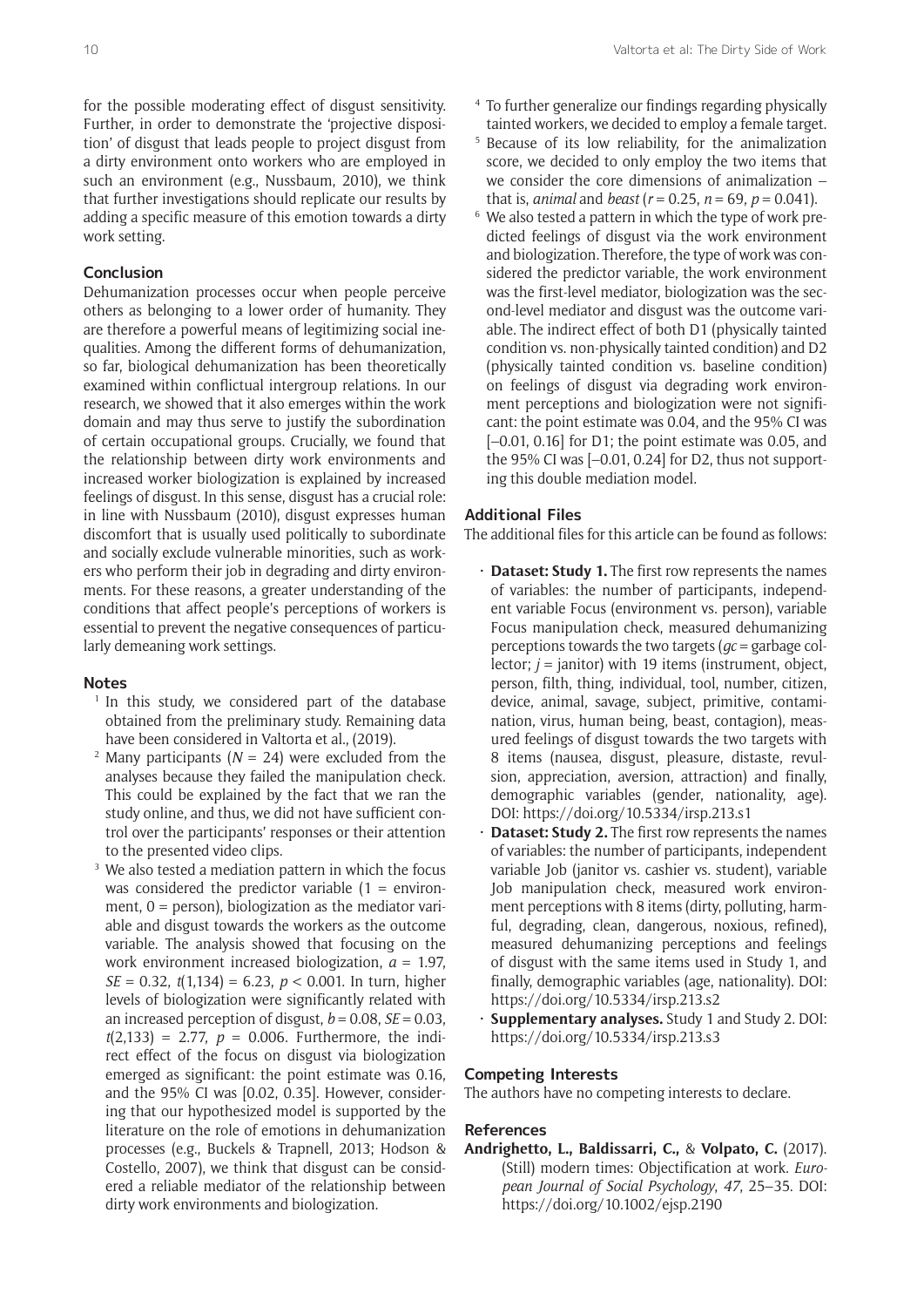for the possible moderating effect of disgust sensitivity. Further, in order to demonstrate the 'projective disposition' of disgust that leads people to project disgust from a dirty environment onto workers who are employed in such an environment (e.g., Nussbaum, 2010), we think that further investigations should replicate our results by adding a specific measure of this emotion towards a dirty work setting.

## Conclusion

Dehumanization processes occur when people perceive others as belonging to a lower order of humanity. They are therefore a powerful means of legitimizing social inequalities. Among the different forms of dehumanization, so far, biological dehumanization has been theoretically examined within conflictual intergroup relations. In our research, we showed that it also emerges within the work domain and may thus serve to justify the subordination of certain occupational groups. Crucially, we found that the relationship between dirty work environments and increased worker biologization is explained by increased feelings of disgust. In this sense, disgust has a crucial role: in line with Nussbaum (2010), disgust expresses human discomfort that is usually used politically to subordinate and socially exclude vulnerable minorities, such as workers who perform their job in degrading and dirty environments. For these reasons, a greater understanding of the conditions that affect people's perceptions of workers is essential to prevent the negative consequences of particularly demeaning work settings.

## Notes

1. In this study, we considered part of the database obtained from the preliminary study. Remaining data have been considered in Valtorta et al., (2019).
2. Many participants ($N$ = 24) were excluded from the analyses because they failed the manipulation check. This could be explained by the fact that we ran the study online, and thus, we did not have sufficient control over the participants' responses or their attention to the presented video clips.
3. We also tested a mediation pattern in which the focus was considered the predictor variable (1 = environment, 0 = person), biologization as the mediator variable and disgust towards the workers as the outcome variable. The analysis showed that focusing on the work environment increased biologization, $a$ = 1.97, $SE$ = 0.32, $t(1,134)$ = 6.23, $p$ < 0.001. In turn, higher levels of biologization were significantly related with an increased perception of disgust, $b$ = 0.08, $SE$ = 0.03, $t(2,133)$ = 2.77, $p$ = 0.006. Furthermore, the indirect effect of the focus on disgust via biologization emerged as significant: the point estimate was 0.16, and the 95% CI was [0.02, 0.35]. However, considering that our hypothesized model is supported by the literature on the role of emotions in dehumanization processes (e.g., Buckels & Trapnell, 2013; Hodson & Costello, 2007), we think that disgust can be considered a reliable mediator of the relationship between dirty work environments and biologization.
4. To further generalize our findings regarding physically tainted workers, we decided to employ a female target.
5. Because of its low reliability, for the animalization score, we decided to only employ the two items that we consider the core dimensions of animalization – that is, *animal* and *beast* ($r$ = 0.25, $n$ = 69, $p$ = 0.041).
6. We also tested a pattern in which the type of work predicted feelings of disgust via the work environment and biologization. Therefore, the type of work was considered the predictor variable, the work environment was the first-level mediator, biologization was the second-level mediator and disgust was the outcome variable. The indirect effect of both D1 (physically tainted condition vs. non-physically tainted condition) and D2 (physically tainted condition vs. baseline condition) on feelings of disgust via degrading work environment perceptions and biologization were not significant: the point estimate was 0.04, and the 95% CI was [–0.01, 0.16] for D1; the point estimate was 0.05, and the 95% CI was [–0.01, 0.24] for D2, thus not supporting this double mediation model.

## Additional Files

The additional files for this article can be found as follows:

- **Dataset: Study 1.** The first row represents the names of variables: the number of participants, independent variable Focus (environment vs. person), variable Focus manipulation check, measured dehumanizing perceptions towards the two targets (*gc* = garbage collector; *j* = janitor) with 19 items (instrument, object, person, filth, thing, individual, tool, number, citizen, device, animal, savage, subject, primitive, contamination, virus, human being, beast, contagion), measured feelings of disgust towards the two targets with 8 items (nausea, disgust, pleasure, distaste, revulsion, appreciation, aversion, attraction) and finally, demographic variables (gender, nationality, age). DOI: https://doi.org/10.5334/irsp.213.s1
- **Dataset: Study 2.** The first row represents the names of variables: the number of participants, independent variable Job (janitor vs. cashier vs. student), variable Job manipulation check, measured work environment perceptions with 8 items (dirty, polluting, harmful, degrading, clean, dangerous, noxious, refined), measured dehumanizing perceptions and feelings of disgust with the same items used in Study 1, and finally, demographic variables (age, nationality). DOI: https://doi.org/10.5334/irsp.213.s2
- **Supplementary analyses.** Study 1 and Study 2. DOI: https://doi.org/10.5334/irsp.213.s3

## Competing Interests

The authors have no competing interests to declare.

## References

**Andrighetto, L., Baldissarri, C.,** & **Volpato, C.** (2017). (Still) modern times: Objectification at work. *European Journal of Social Psychology*, *47*, 25–35. DOI: https://doi.org/10.1002/ejsp.2190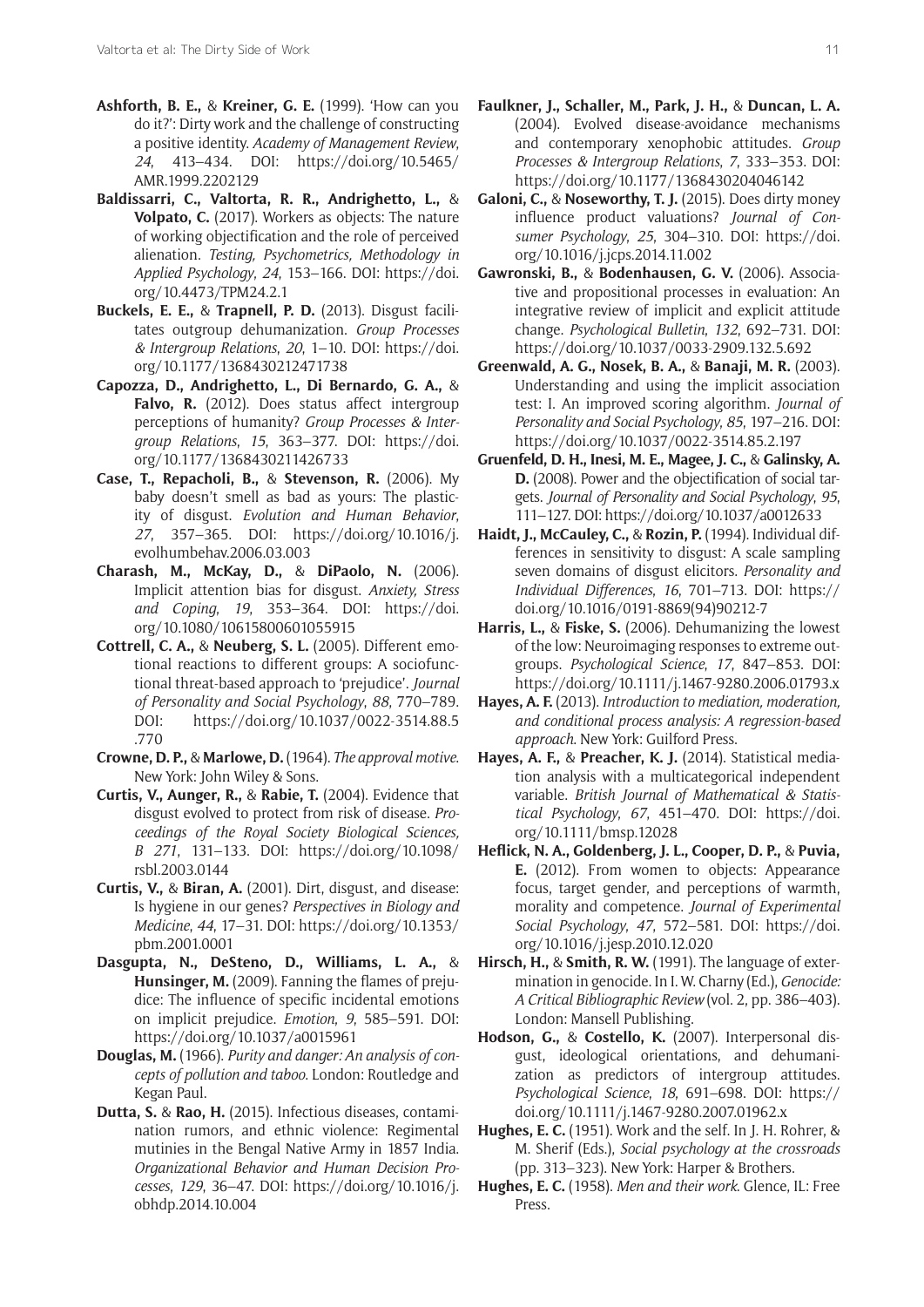**Ashforth, B. E.,** & **Kreiner, G. E.** (1999). 'How can you do it?': Dirty work and the challenge of constructing a positive identity. *Academy of Management Review*, *24*, 413–434. DOI: https://doi.org/10.5465/AMR.1999.2202129

**Baldissarri, C., Valtorta, R. R., Andrighetto, L.,** & **Volpato, C.** (2017). Workers as objects: The nature of working objectification and the role of perceived alienation. *Testing, Psychometrics, Methodology in Applied Psychology*, *24*, 153–166. DOI: https://doi.org/10.4473/TPM24.2.1

**Buckels, E. E.,** & **Trapnell, P. D.** (2013). Disgust facilitates outgroup dehumanization. *Group Processes & Intergroup Relations*, *20*, 1–10. DOI: https://doi.org/10.1177/1368430212471738

**Capozza, D., Andrighetto, L., Di Bernardo, G. A.,** & **Falvo, R.** (2012). Does status affect intergroup perceptions of humanity? *Group Processes & Intergroup Relations*, *15*, 363–377. DOI: https://doi.org/10.1177/1368430211426733

**Case, T., Repacholi, B.,** & **Stevenson, R.** (2006). My baby doesn't smell as bad as yours: The plasticity of disgust. *Evolution and Human Behavior*, *27*, 357–365. DOI: https://doi.org/10.1016/j.evolhumbehav.2006.03.003

**Charash, M., McKay, D.,** & **DiPaolo, N.** (2006). Implicit attention bias for disgust. *Anxiety, Stress and Coping*, *19*, 353–364. DOI: https://doi.org/10.1080/10615800601055915

**Cottrell, C. A.,** & **Neuberg, S. L.** (2005). Different emotional reactions to different groups: A sociofunctional threat-based approach to 'prejudice'. *Journal of Personality and Social Psychology*, *88*, 770–789. DOI: https://doi.org/10.1037/0022-3514.88.5.770

**Crowne, D. P.,** & **Marlowe, D.** (1964). *The approval motive*. New York: John Wiley & Sons.

**Curtis, V., Aunger, R.,** & **Rabie, T.** (2004). Evidence that disgust evolved to protect from risk of disease. *Proceedings of the Royal Society Biological Sciences, B 271*, 131–133. DOI: https://doi.org/10.1098/rsbl.2003.0144

**Curtis, V.,** & **Biran, A.** (2001). Dirt, disgust, and disease: Is hygiene in our genes? *Perspectives in Biology and Medicine*, *44*, 17–31. DOI: https://doi.org/10.1353/pbm.2001.0001

**Dasgupta, N., DeSteno, D., Williams, L. A.,** & **Hunsinger, M.** (2009). Fanning the flames of prejudice: The influence of specific incidental emotions on implicit prejudice. *Emotion*, *9*, 585–591. DOI: https://doi.org/10.1037/a0015961

**Douglas, M.** (1966). *Purity and danger: An analysis of concepts of pollution and taboo*. London: Routledge and Kegan Paul.

**Dutta, S.** & **Rao, H.** (2015). Infectious diseases, contamination rumors, and ethnic violence: Regimental mutinies in the Bengal Native Army in 1857 India. *Organizational Behavior and Human Decision Processes*, *129*, 36–47. DOI: https://doi.org/10.1016/j.obhdp.2014.10.004

**Faulkner, J., Schaller, M., Park, J. H.,** & **Duncan, L. A.** (2004). Evolved disease-avoidance mechanisms and contemporary xenophobic attitudes. *Group Processes & Intergroup Relations*, *7*, 333–353. DOI: https://doi.org/10.1177/1368430204046142

**Galoni, C.,** & **Noseworthy, T. J.** (2015). Does dirty money influence product valuations? *Journal of Consumer Psychology*, *25*, 304–310. DOI: https://doi.org/10.1016/j.jcps.2014.11.002

**Gawronski, B.,** & **Bodenhausen, G. V.** (2006). Associative and propositional processes in evaluation: An integrative review of implicit and explicit attitude change. *Psychological Bulletin*, *132*, 692–731. DOI: https://doi.org/10.1037/0033-2909.132.5.692

**Greenwald, A. G., Nosek, B. A.,** & **Banaji, M. R.** (2003). Understanding and using the implicit association test: I. An improved scoring algorithm. *Journal of Personality and Social Psychology*, *85*, 197–216. DOI: https://doi.org/10.1037/0022-3514.85.2.197

**Gruenfeld, D. H., Inesi, M. E., Magee, J. C.,** & **Galinsky, A. D.** (2008). Power and the objectification of social targets. *Journal of Personality and Social Psychology*, *95*, 111–127. DOI: https://doi.org/10.1037/a0012633

**Haidt, J., McCauley, C.,** & **Rozin, P.** (1994). Individual differences in sensitivity to disgust: A scale sampling seven domains of disgust elicitors. *Personality and Individual Differences*, *16*, 701–713. DOI: https://doi.org/10.1016/0191-8869(94)90212-7

**Harris, L.,** & **Fiske, S.** (2006). Dehumanizing the lowest of the low: Neuroimaging responses to extreme outgroups. *Psychological Science*, *17*, 847–853. DOI: https://doi.org/10.1111/j.1467-9280.2006.01793.x

**Hayes, A. F.** (2013). *Introduction to mediation, moderation, and conditional process analysis: A regression-based approach*. New York: Guilford Press.

**Hayes, A. F.,** & **Preacher, K. J.** (2014). Statistical mediation analysis with a multicategorical independent variable. *British Journal of Mathematical & Statistical Psychology*, *67*, 451–470. DOI: https://doi.org/10.1111/bmsp.12028

**Heflick, N. A., Goldenberg, J. L., Cooper, D. P.,** & **Puvia, E.** (2012). From women to objects: Appearance focus, target gender, and perceptions of warmth, morality and competence. *Journal of Experimental Social Psychology*, *47*, 572–581. DOI: https://doi.org/10.1016/j.jesp.2010.12.020

**Hirsch, H.,** & **Smith, R. W.** (1991). The language of extermination in genocide. In I. W. Charny (Ed.), *Genocide: A Critical Bibliographic Review* (vol. 2, pp. 386–403). London: Mansell Publishing.

**Hodson, G.,** & **Costello, K.** (2007). Interpersonal disgust, ideological orientations, and dehumanization as predictors of intergroup attitudes. *Psychological Science*, *18*, 691–698. DOI: https://doi.org/10.1111/j.1467-9280.2007.01962.x

**Hughes, E. C.** (1951). Work and the self. In J. H. Rohrer, & M. Sherif (Eds.), *Social psychology at the crossroads* (pp. 313–323). New York: Harper & Brothers.

**Hughes, E. C.** (1958). *Men and their work*. Glence, IL: Free Press.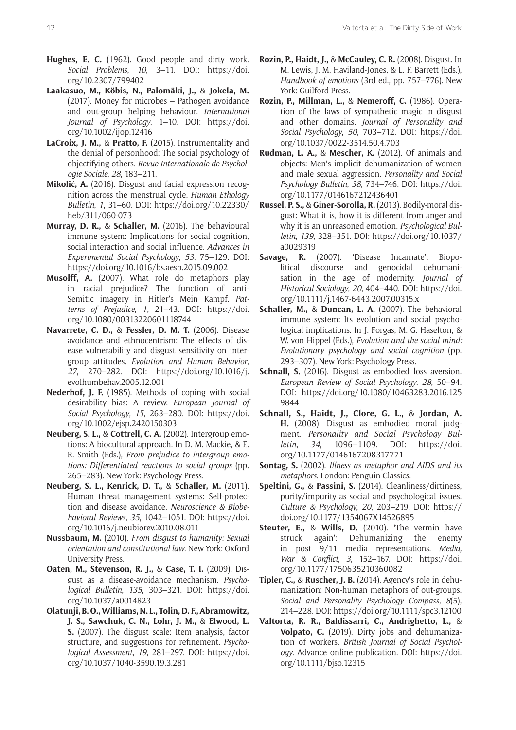**Hughes, E. C.** (1962). Good people and dirty work. *Social Problems*, *10*, 3–11. DOI: https://doi.org/10.2307/799402

**Laakasuo, M., Köbis, N., Palomäki, J.,** & **Jokela, M.** (2017). Money for microbes – Pathogen avoidance and out-group helping behaviour. *International Journal of Psychology*, 1–10. DOI: https://doi.org/10.1002/ijop.12416

**LaCroix, J. M.,** & **Pratto, F.** (2015). Instrumentality and the denial of personhood: The social psychology of objectifying others. *Revue Internationale de Psychologie Sociale*, *28*, 183–211.

**Mikolić, A.** (2016). Disgust and facial expression recognition across the menstrual cycle. *Human Ethology Bulletin*, *1*, 31–60. DOI: https://doi.org/10.22330/heb/311/060-073

**Murray, D. R.,** & **Schaller, M.** (2016). The behavioural immune system: Implications for social cognition, social interaction and social influence. *Advances in Experimental Social Psychology*, *53*, 75–129. DOI: https://doi.org/10.1016/bs.aesp.2015.09.002

**Musolff, A.** (2007). What role do metaphors play in racial prejudice? The function of anti-Semitic imagery in Hitler's Mein Kampf. *Patterns of Prejudice*, *1*, 21–43. DOI: https://doi.org/10.1080/00313220601118744

**Navarrete, C. D.,** & **Fessler, D. M. T.** (2006). Disease avoidance and ethnocentrism: The effects of disease vulnerability and disgust sensitivity on intergroup attitudes. *Evolution and Human Behavior*, *27*, 270–282. DOI: https://doi.org/10.1016/j.evolhumbehav.2005.12.001

**Nederhof, J. F.** (1985). Methods of coping with social desirability bias: A review. *European Journal of Social Psychology*, *15*, 263–280. DOI: https://doi.org/10.1002/ejsp.2420150303

**Neuberg, S. L.,** & **Cottrell, C. A.** (2002). Intergroup emotions: A biocultural approach. In D. M. Mackie, & E. R. Smith (Eds.), *From prejudice to intergroup emotions: Differentiated reactions to social groups* (pp. 265–283). New York: Psychology Press.

**Neuberg, S. L., Kenrick, D. T.,** & **Schaller, M.** (2011). Human threat management systems: Self-protection and disease avoidance. *Neuroscience & Biobehavioral Reviews*, *35*, 1042–1051. DOI: https://doi.org/10.1016/j.neubiorev.2010.08.011

**Nussbaum, M.** (2010). *From disgust to humanity: Sexual orientation and constitutional law*. New York: Oxford University Press.

**Oaten, M., Stevenson, R. J.,** & **Case, T. I.** (2009). Disgust as a disease-avoidance mechanism. *Psychological Bulletin*, *135*, 303–321. DOI: https://doi.org/10.1037/a0014823

**Olatunji, B. O., Williams, N. L., Tolin, D. F., Abramowitz, J. S., Sawchuk, C. N., Lohr, J. M.,** & **Elwood, L. S.** (2007). The disgust scale: Item analysis, factor structure, and suggestions for refinement. *Psychological Assessment*, *19*, 281–297. DOI: https://doi.org/10.1037/1040-3590.19.3.281

**Rozin, P., Haidt, J.,** & **McCauley, C. R.** (2008). Disgust. In M. Lewis, J. M. Haviland-Jones, & L. F. Barrett (Eds.), *Handbook of emotions* (3rd ed., pp. 757–776). New York: Guilford Press.

**Rozin, P., Millman, L.,** & **Nemeroff, C.** (1986). Operation of the laws of sympathetic magic in disgust and other domains. *Journal of Personality and Social Psychology*, *50*, 703–712. DOI: https://doi.org/10.1037/0022-3514.50.4.703

**Rudman, L. A.,** & **Mescher, K.** (2012). Of animals and objects: Men's implicit dehumanization of women and male sexual aggression. *Personality and Social Psychology Bulletin*, *38*, 734–746. DOI: https://doi.org/10.1177/0146167212436401

**Russel, P. S.,** & **Giner-Sorolla, R.** (2013). Bodily-moral disgust: What it is, how it is different from anger and why it is an unreasoned emotion. *Psychological Bulletin*, *139*, 328–351. DOI: https://doi.org/10.1037/a0029319

**Savage, R.** (2007). 'Disease Incarnate': Biopolitical discourse and genocidal dehumanisation in the age of modernity. *Journal of Historical Sociology*, *20*, 404–440. DOI: https://doi.org/10.1111/j.1467-6443.2007.00315.x

**Schaller, M.,** & **Duncan, L. A.** (2007). The behavioral immune system: Its evolution and social psychological implications. In J. Forgas, M. G. Haselton, & W. von Hippel (Eds.), *Evolution and the social mind: Evolutionary psychology and social cognition* (pp. 293–307). New York: Psychology Press.

**Schnall, S.** (2016). Disgust as embodied loss aversion. *European Review of Social Psychology*, *28*, 50–94. DOI: https://doi.org/10.1080/10463283.2016.1259844

**Schnall, S., Haidt, J., Clore, G. L.,** & **Jordan, A. H.** (2008). Disgust as embodied moral judgment. *Personality and Social Psychology Bulletin*, *34*, 1096–1109. DOI: https://doi.org/10.1177/0146167208317771

**Sontag, S.** (2002). *Illness as metaphor and AIDS and its metaphors*. London: Penguin Classics.

**Speltini, G.,** & **Passini, S.** (2014). Cleanliness/dirtiness, purity/impurity as social and psychological issues. *Culture & Psychology*, *20*, 203–219. DOI: https://doi.org/10.1177/1354067X14526895

**Steuter, E.,** & **Wills, D.** (2010). 'The vermin have struck again': Dehumanizing the enemy in post 9/11 media representations. *Media, War & Conflict*, *3*, 152–167. DOI: https://doi.org/10.1177/1750635210360082

**Tipler, C.,** & **Ruscher, J. B.** (2014). Agency's role in dehumanization: Non-human metaphors of out-groups. *Social and Personality Psychology Compass*, *8*(5), 214–228. DOI: https://doi.org/10.1111/spc3.12100

**Valtorta, R. R., Baldissarri, C., Andrighetto, L.,** & **Volpato, C.** (2019). Dirty jobs and dehumanization of workers. *British Journal of Social Psychology*. Advance online publication. DOI: https://doi.org/10.1111/bjso.12315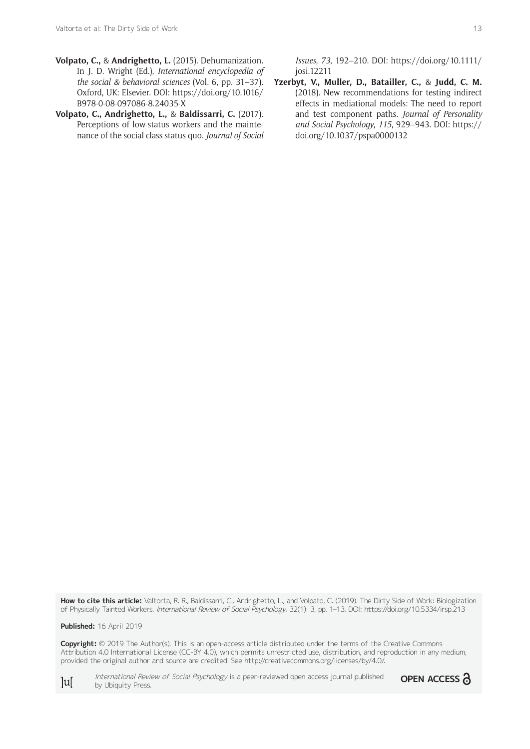**Volpato, C.,** & **Andrighetto, L.** (2015). Dehumanization. In J. D. Wright (Ed.), *International encyclopedia of the social & behavioral sciences* (Vol. 6, pp. 31–37). Oxford, UK: Elsevier. DOI: https://doi.org/10.1016/B978-0-08-097086-8.24035-X

**Volpato, C., Andrighetto, L.,** & **Baldissarri, C.** (2017). Perceptions of low-status workers and the maintenance of the social class status quo. *Journal of Social Issues*, *73*, 192–210. DOI: https://doi.org/10.1111/josi.12211

**Yzerbyt, V., Muller, D., Batailler, C.,** & **Judd, C. M.** (2018). New recommendations for testing indirect effects in mediational models: The need to report and test component paths. *Journal of Personality and Social Psychology*, *115*, 929–943. DOI: https://doi.org/10.1037/pspa0000132

**How to cite this article:** Valtorta, R. R., Baldissarri, C., Andrighetto, L., and Volpato, C. (2019). The Dirty Side of Work: Biologization of Physically Tainted Workers. *International Review of Social Psychology*, 32(1): 3, pp. 1–13. DOI: https://doi.org/10.5334/irsp.213

**Published:** 16 April 2019

**Copyright:** © 2019 The Author(s). This is an open-access article distributed under the terms of the Creative Commons Attribution 4.0 International License (CC-BY 4.0), which permits unrestricted use, distribution, and reproduction in any medium, provided the original author and source are credited. See http://creativecommons.org/licenses/by/4.0/.

*International Review of Social Psychology* is a peer-reviewed open access journal published by Ubiquity Press.

OPEN ACCESS